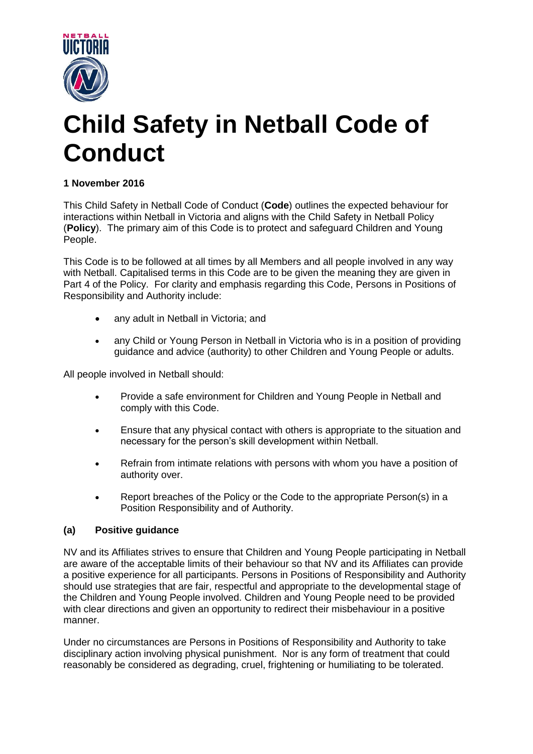# Child Safety in Netball Code of Conduct

**1 November 2016**

This Child Safety in Netball Code of Conduct (**Code**) outlines the expected behaviour for interactions within Netball in Victoria and aligns with the Child Safety in Netball Policy (**Policy**). The primary aim of this Code is to protect and safeguard Children and Young People.

This Code is to be followed at all times by all Members and all people involved in any way with Netball. Capitalised terms in this Code are to be given the meaning they are given in Part 4 of the Policy. For clarity and emphasis regarding this Code, Persons in Positions of Responsibility and Authority include:

- any adult in Netball in Victoria; and
- any Child or Young Person in Netball in Victoria who is in a position of providing guidance and advice (authority) to other Children and Young People or adults.

All people involved in Netball should:

- Provide a safe environment for Children and Young People in Netball and comply with this Code.
- Ensure that any physical contact with others is appropriate to the situation and necessary for the person's skill development within Netball.
- Refrain from intimate relations with persons with whom you have a position of authority over.
- Report breaches of the Policy or the Code to the appropriate Person(s) in a Position Responsibility and of Authority.

### (a) Positive guidance

NV and its Affiliates strives to ensure that Children and Young People participating in Netball are aware of the acceptable limits of their behaviour so that NV and its Affiliates can provide a positive experience for all participants. Persons in Positions of Responsibility and Authority should use strategies that are fair, respectful and appropriate to the developmental stage of the Children and Young People involved. Children and Young People need to be provided with clear directions and given an opportunity to redirect their misbehaviour in a positive manner.

Under no circumstances are Persons in Positions of Responsibility and Authority to take disciplinary action involving physical punishment. Nor is any form of treatment that could reasonably be considered as degrading, cruel, frightening or humiliating to be tolerated.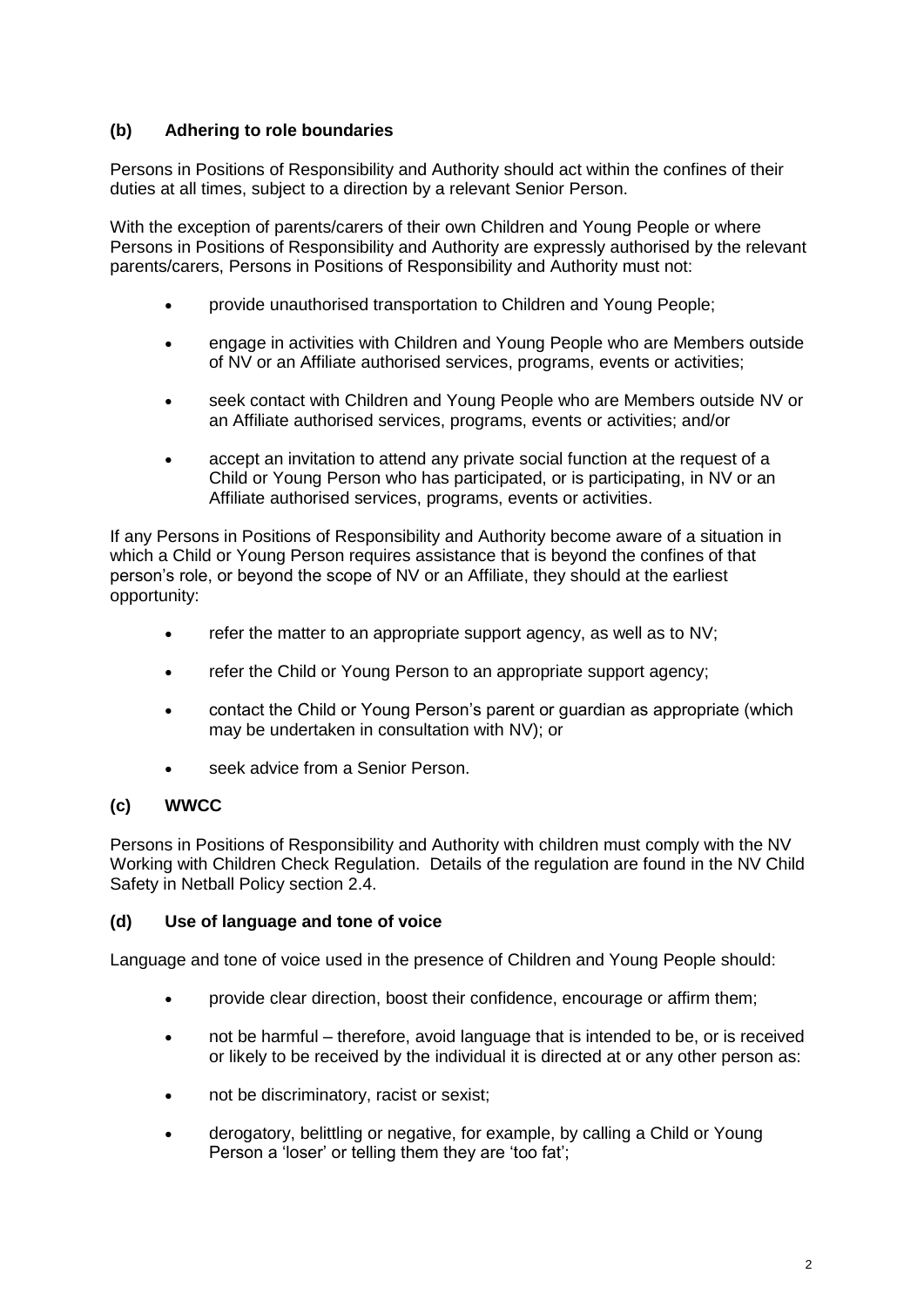### (b) Adhering to role boundaries

Persons in Positions of Responsibility and Authority should act within the confines of their duties at all times, subject to a direction by a relevant Senior Person.

With the exception of parents/carers of their own Children and Young People or where Persons in Positions of Responsibility and Authority are expressly authorised by the relevant parents/carers, Persons in Positions of Responsibility and Authority must not:

- provide unauthorised transportation to Children and Young People;
- engage in activities with Children and Young People who are Members outside of NV or an Affiliate authorised services, programs, events or activities;
- seek contact with Children and Young People who are Members outside NV or an Affiliate authorised services, programs, events or activities; and/or
- accept an invitation to attend any private social function at the request of a Child or Young Person who has participated, or is participating, in NV or an Affiliate authorised services, programs, events or activities.

If any Persons in Positions of Responsibility and Authority become aware of a situation in which a Child or Young Person requires assistance that is beyond the confines of that person's role, or beyond the scope of NV or an Affiliate, they should at the earliest opportunity:

- refer the matter to an appropriate support agency, as well as to NV;
- refer the Child or Young Person to an appropriate support agency;
- contact the Child or Young Person's parent or guardian as appropriate (which may be undertaken in consultation with NV); or
- seek advice from a Senior Person.

### (c) WWCC

Persons in Positions of Responsibility and Authority with children must comply with the NV Working with Children Check Regulation. Details of the regulation are found in the NV Child Safety in Netball Policy section 2.4.

### (d) Use of language and tone of voice

Language and tone of voice used in the presence of Children and Young People should:

- provide clear direction, boost their confidence, encourage or affirm them;
- not be harmful – therefore, avoid language that is intended to be, or is received or likely to be received by the individual it is directed at or any other person as:
- not be discriminatory, racist or sexist;
- derogatory, belittling or negative, for example, by calling a Child or Young Person a 'loser' or telling them they are 'too fat';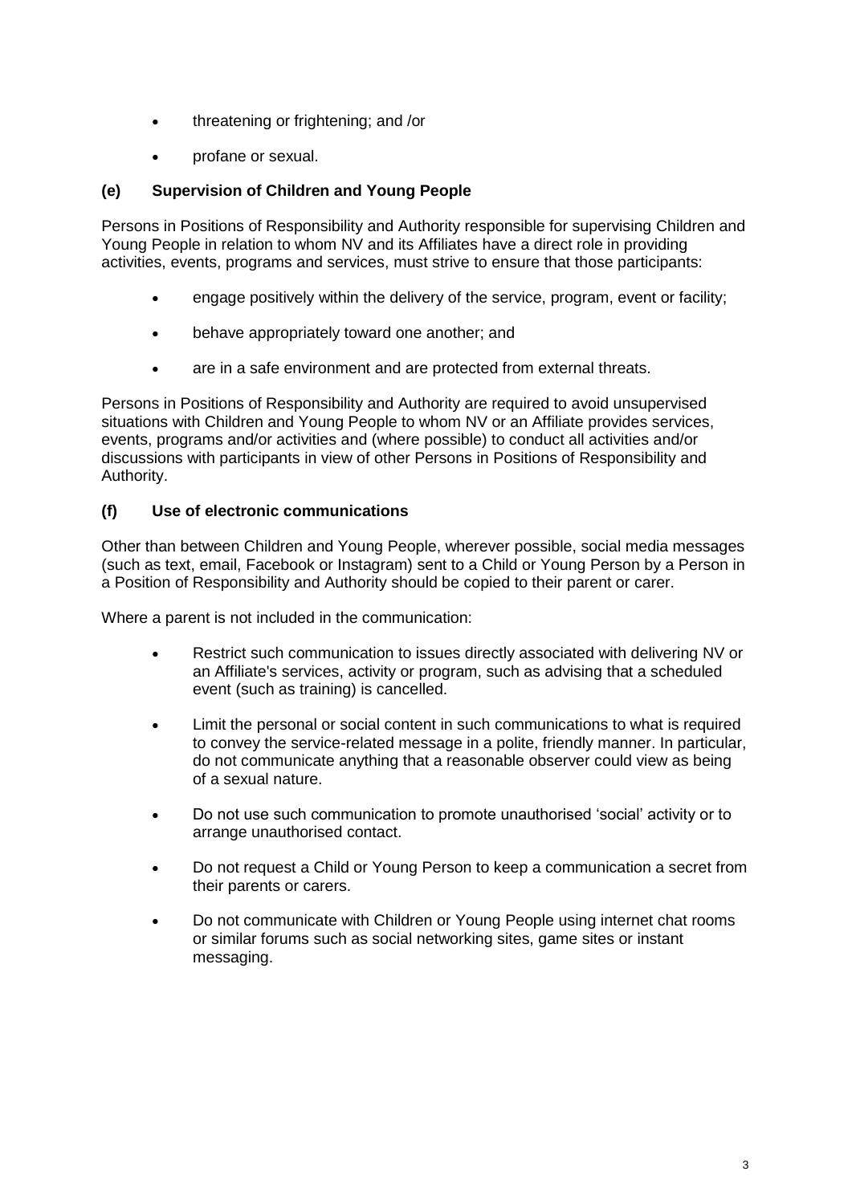- threatening or frightening; and /or
- profane or sexual.

### (e) Supervision of Children and Young People

Persons in Positions of Responsibility and Authority responsible for supervising Children and Young People in relation to whom NV and its Affiliates have a direct role in providing activities, events, programs and services, must strive to ensure that those participants:

- engage positively within the delivery of the service, program, event or facility;
- behave appropriately toward one another; and
- are in a safe environment and are protected from external threats.

Persons in Positions of Responsibility and Authority are required to avoid unsupervised situations with Children and Young People to whom NV or an Affiliate provides services, events, programs and/or activities and (where possible) to conduct all activities and/or discussions with participants in view of other Persons in Positions of Responsibility and Authority.

### (f) Use of electronic communications

Other than between Children and Young People, wherever possible, social media messages (such as text, email, Facebook or Instagram) sent to a Child or Young Person by a Person in a Position of Responsibility and Authority should be copied to their parent or carer.

Where a parent is not included in the communication:

- Restrict such communication to issues directly associated with delivering NV or an Affiliate's services, activity or program, such as advising that a scheduled event (such as training) is cancelled.
- Limit the personal or social content in such communications to what is required to convey the service-related message in a polite, friendly manner. In particular, do not communicate anything that a reasonable observer could view as being of a sexual nature.
- Do not use such communication to promote unauthorised 'social' activity or to arrange unauthorised contact.
- Do not request a Child or Young Person to keep a communication a secret from their parents or carers.
- Do not communicate with Children or Young People using internet chat rooms or similar forums such as social networking sites, game sites or instant messaging.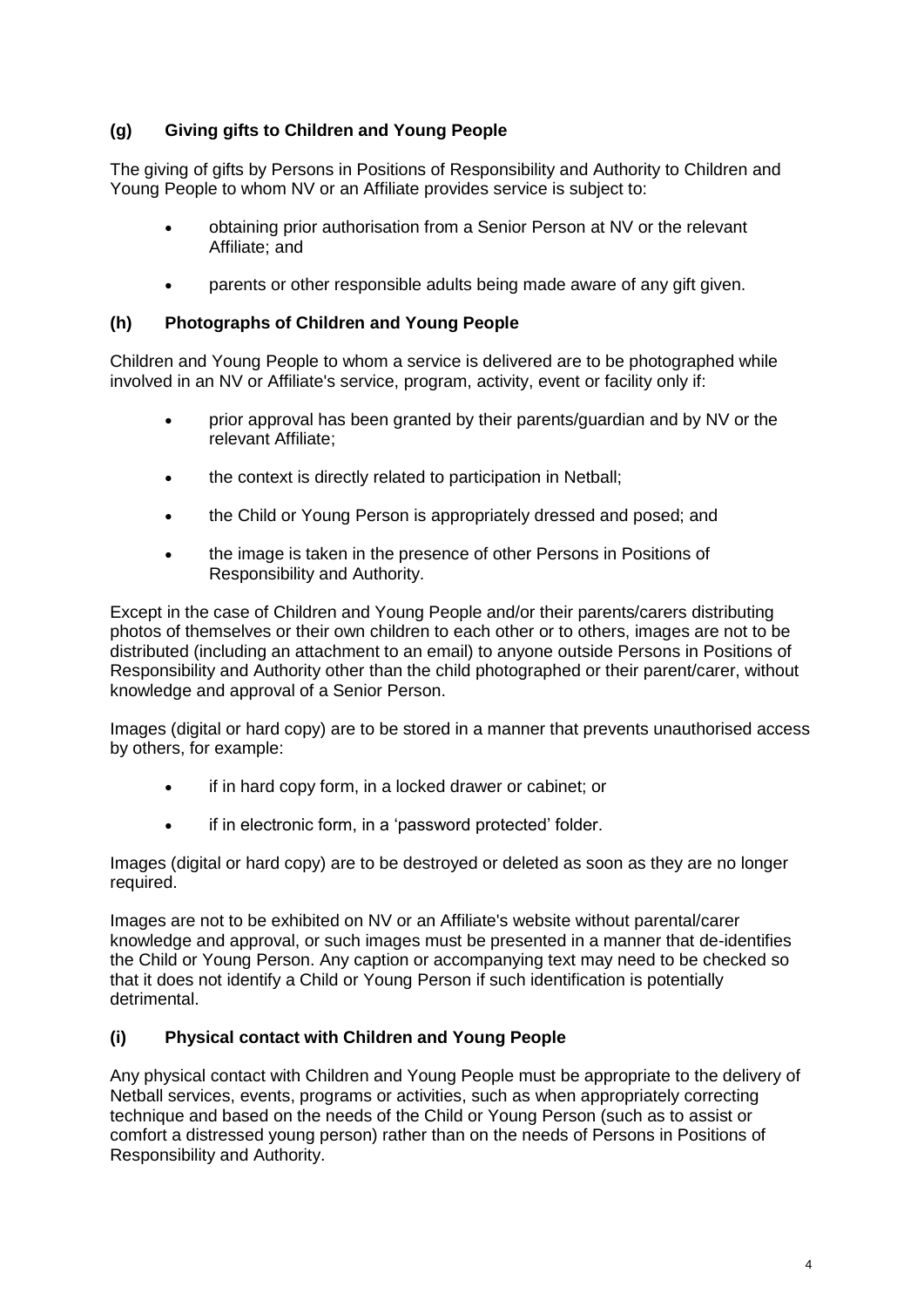### (g) Giving gifts to Children and Young People

The giving of gifts by Persons in Positions of Responsibility and Authority to Children and Young People to whom NV or an Affiliate provides service is subject to:

- obtaining prior authorisation from a Senior Person at NV or the relevant Affiliate; and
- parents or other responsible adults being made aware of any gift given.

### (h) Photographs of Children and Young People

Children and Young People to whom a service is delivered are to be photographed while involved in an NV or Affiliate's service, program, activity, event or facility only if:

- prior approval has been granted by their parents/guardian and by NV or the relevant Affiliate;
- the context is directly related to participation in Netball;
- the Child or Young Person is appropriately dressed and posed; and
- the image is taken in the presence of other Persons in Positions of Responsibility and Authority.

Except in the case of Children and Young People and/or their parents/carers distributing photos of themselves or their own children to each other or to others, images are not to be distributed (including an attachment to an email) to anyone outside Persons in Positions of Responsibility and Authority other than the child photographed or their parent/carer, without knowledge and approval of a Senior Person.

Images (digital or hard copy) are to be stored in a manner that prevents unauthorised access by others, for example:

- if in hard copy form, in a locked drawer or cabinet; or
- if in electronic form, in a 'password protected' folder.

Images (digital or hard copy) are to be destroyed or deleted as soon as they are no longer required.

Images are not to be exhibited on NV or an Affiliate's website without parental/carer knowledge and approval, or such images must be presented in a manner that de-identifies the Child or Young Person. Any caption or accompanying text may need to be checked so that it does not identify a Child or Young Person if such identification is potentially detrimental.

### (i) Physical contact with Children and Young People

Any physical contact with Children and Young People must be appropriate to the delivery of Netball services, events, programs or activities, such as when appropriately correcting technique and based on the needs of the Child or Young Person (such as to assist or comfort a distressed young person) rather than on the needs of Persons in Positions of Responsibility and Authority.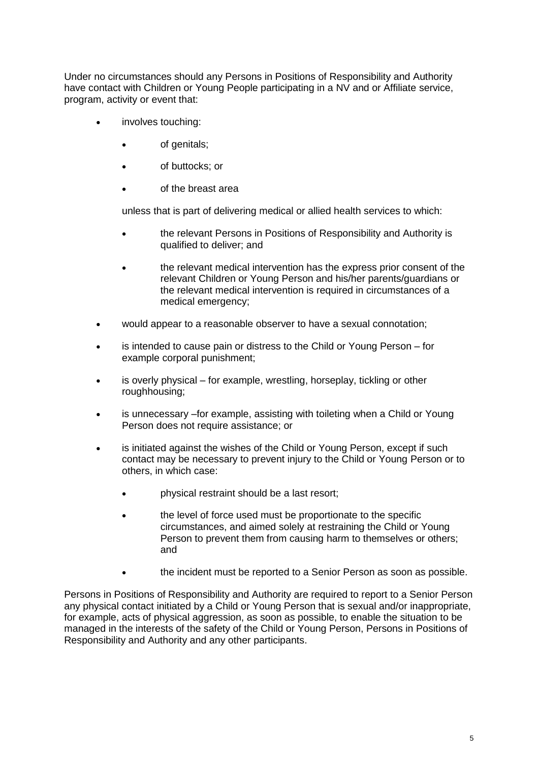Under no circumstances should any Persons in Positions of Responsibility and Authority have contact with Children or Young People participating in a NV and or Affiliate service, program, activity or event that:

- involves touching:
  - of genitals;
  - of buttocks; or
  - of the breast area

  unless that is part of delivering medical or allied health services to which:

  - the relevant Persons in Positions of Responsibility and Authority is qualified to deliver; and
  - the relevant medical intervention has the express prior consent of the relevant Children or Young Person and his/her parents/guardians or the relevant medical intervention is required in circumstances of a medical emergency;
- would appear to a reasonable observer to have a sexual connotation;
- is intended to cause pain or distress to the Child or Young Person – for example corporal punishment;
- is overly physical – for example, wrestling, horseplay, tickling or other roughhousing;
- is unnecessary –for example, assisting with toileting when a Child or Young Person does not require assistance; or
- is initiated against the wishes of the Child or Young Person, except if such contact may be necessary to prevent injury to the Child or Young Person or to others, in which case:
  - physical restraint should be a last resort;
  - the level of force used must be proportionate to the specific circumstances, and aimed solely at restraining the Child or Young Person to prevent them from causing harm to themselves or others; and
  - the incident must be reported to a Senior Person as soon as possible.

Persons in Positions of Responsibility and Authority are required to report to a Senior Person any physical contact initiated by a Child or Young Person that is sexual and/or inappropriate, for example, acts of physical aggression, as soon as possible, to enable the situation to be managed in the interests of the safety of the Child or Young Person, Persons in Positions of Responsibility and Authority and any other participants.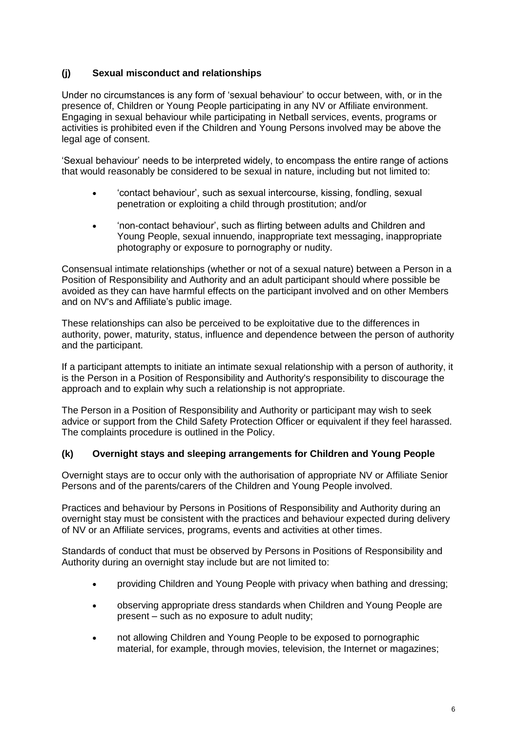### (j) Sexual misconduct and relationships

Under no circumstances is any form of 'sexual behaviour' to occur between, with, or in the presence of, Children or Young People participating in any NV or Affiliate environment. Engaging in sexual behaviour while participating in Netball services, events, programs or activities is prohibited even if the Children and Young Persons involved may be above the legal age of consent.

'Sexual behaviour' needs to be interpreted widely, to encompass the entire range of actions that would reasonably be considered to be sexual in nature, including but not limited to:

- 'contact behaviour', such as sexual intercourse, kissing, fondling, sexual penetration or exploiting a child through prostitution; and/or
- 'non-contact behaviour', such as flirting between adults and Children and Young People, sexual innuendo, inappropriate text messaging, inappropriate photography or exposure to pornography or nudity.

Consensual intimate relationships (whether or not of a sexual nature) between a Person in a Position of Responsibility and Authority and an adult participant should where possible be avoided as they can have harmful effects on the participant involved and on other Members and on NV's and Affiliate's public image.

These relationships can also be perceived to be exploitative due to the differences in authority, power, maturity, status, influence and dependence between the person of authority and the participant.

If a participant attempts to initiate an intimate sexual relationship with a person of authority, it is the Person in a Position of Responsibility and Authority's responsibility to discourage the approach and to explain why such a relationship is not appropriate.

The Person in a Position of Responsibility and Authority or participant may wish to seek advice or support from the Child Safety Protection Officer or equivalent if they feel harassed. The complaints procedure is outlined in the Policy.

### (k) Overnight stays and sleeping arrangements for Children and Young People

Overnight stays are to occur only with the authorisation of appropriate NV or Affiliate Senior Persons and of the parents/carers of the Children and Young People involved.

Practices and behaviour by Persons in Positions of Responsibility and Authority during an overnight stay must be consistent with the practices and behaviour expected during delivery of NV or an Affiliate services, programs, events and activities at other times.

Standards of conduct that must be observed by Persons in Positions of Responsibility and Authority during an overnight stay include but are not limited to:

- providing Children and Young People with privacy when bathing and dressing;
- observing appropriate dress standards when Children and Young People are present – such as no exposure to adult nudity;
- not allowing Children and Young People to be exposed to pornographic material, for example, through movies, television, the Internet or magazines;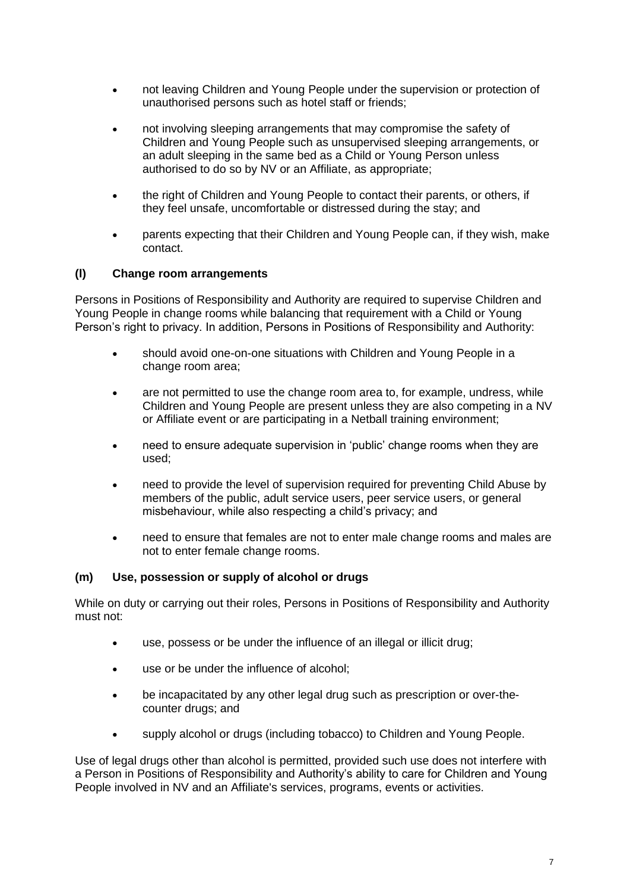- not leaving Children and Young People under the supervision or protection of unauthorised persons such as hotel staff or friends;
- not involving sleeping arrangements that may compromise the safety of Children and Young People such as unsupervised sleeping arrangements, or an adult sleeping in the same bed as a Child or Young Person unless authorised to do so by NV or an Affiliate, as appropriate;
- the right of Children and Young People to contact their parents, or others, if they feel unsafe, uncomfortable or distressed during the stay; and
- parents expecting that their Children and Young People can, if they wish, make contact.

### (l) Change room arrangements

Persons in Positions of Responsibility and Authority are required to supervise Children and Young People in change rooms while balancing that requirement with a Child or Young Person's right to privacy. In addition, Persons in Positions of Responsibility and Authority:

- should avoid one-on-one situations with Children and Young People in a change room area;
- are not permitted to use the change room area to, for example, undress, while Children and Young People are present unless they are also competing in a NV or Affiliate event or are participating in a Netball training environment;
- need to ensure adequate supervision in 'public' change rooms when they are used;
- need to provide the level of supervision required for preventing Child Abuse by members of the public, adult service users, peer service users, or general misbehaviour, while also respecting a child's privacy; and
- need to ensure that females are not to enter male change rooms and males are not to enter female change rooms.

### (m) Use, possession or supply of alcohol or drugs

While on duty or carrying out their roles, Persons in Positions of Responsibility and Authority must not:

- use, possess or be under the influence of an illegal or illicit drug;
- use or be under the influence of alcohol;
- be incapacitated by any other legal drug such as prescription or over-the-counter drugs; and
- supply alcohol or drugs (including tobacco) to Children and Young People.

Use of legal drugs other than alcohol is permitted, provided such use does not interfere with a Person in Positions of Responsibility and Authority's ability to care for Children and Young People involved in NV and an Affiliate's services, programs, events or activities.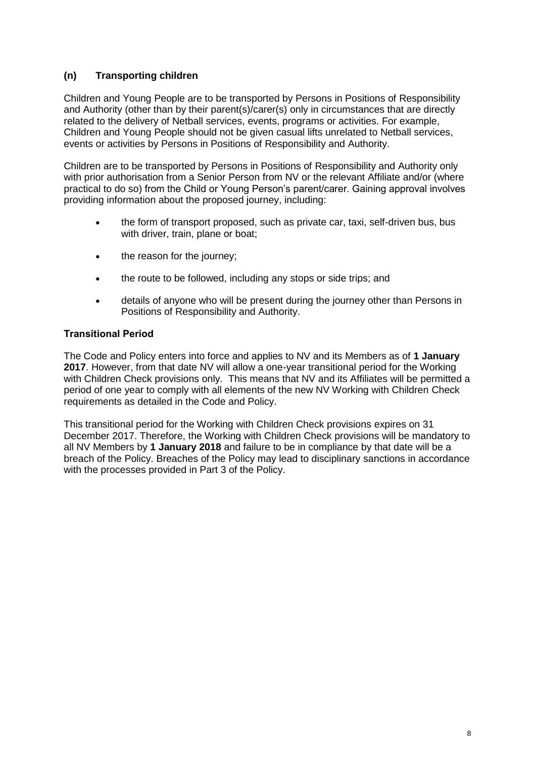### (n) Transporting children

Children and Young People are to be transported by Persons in Positions of Responsibility and Authority (other than by their parent(s)/carer(s) only in circumstances that are directly related to the delivery of Netball services, events, programs or activities. For example, Children and Young People should not be given casual lifts unrelated to Netball services, events or activities by Persons in Positions of Responsibility and Authority.

Children are to be transported by Persons in Positions of Responsibility and Authority only with prior authorisation from a Senior Person from NV or the relevant Affiliate and/or (where practical to do so) from the Child or Young Person's parent/carer. Gaining approval involves providing information about the proposed journey, including:

- the form of transport proposed, such as private car, taxi, self-driven bus, bus with driver, train, plane or boat;
- the reason for the journey;
- the route to be followed, including any stops or side trips; and
- details of anyone who will be present during the journey other than Persons in Positions of Responsibility and Authority.

### Transitional Period

The Code and Policy enters into force and applies to NV and its Members as of **1 January 2017**. However, from that date NV will allow a one-year transitional period for the Working with Children Check provisions only. This means that NV and its Affiliates will be permitted a period of one year to comply with all elements of the new NV Working with Children Check requirements as detailed in the Code and Policy.

This transitional period for the Working with Children Check provisions expires on 31 December 2017. Therefore, the Working with Children Check provisions will be mandatory to all NV Members by **1 January 2018** and failure to be in compliance by that date will be a breach of the Policy. Breaches of the Policy may lead to disciplinary sanctions in accordance with the processes provided in Part 3 of the Policy.